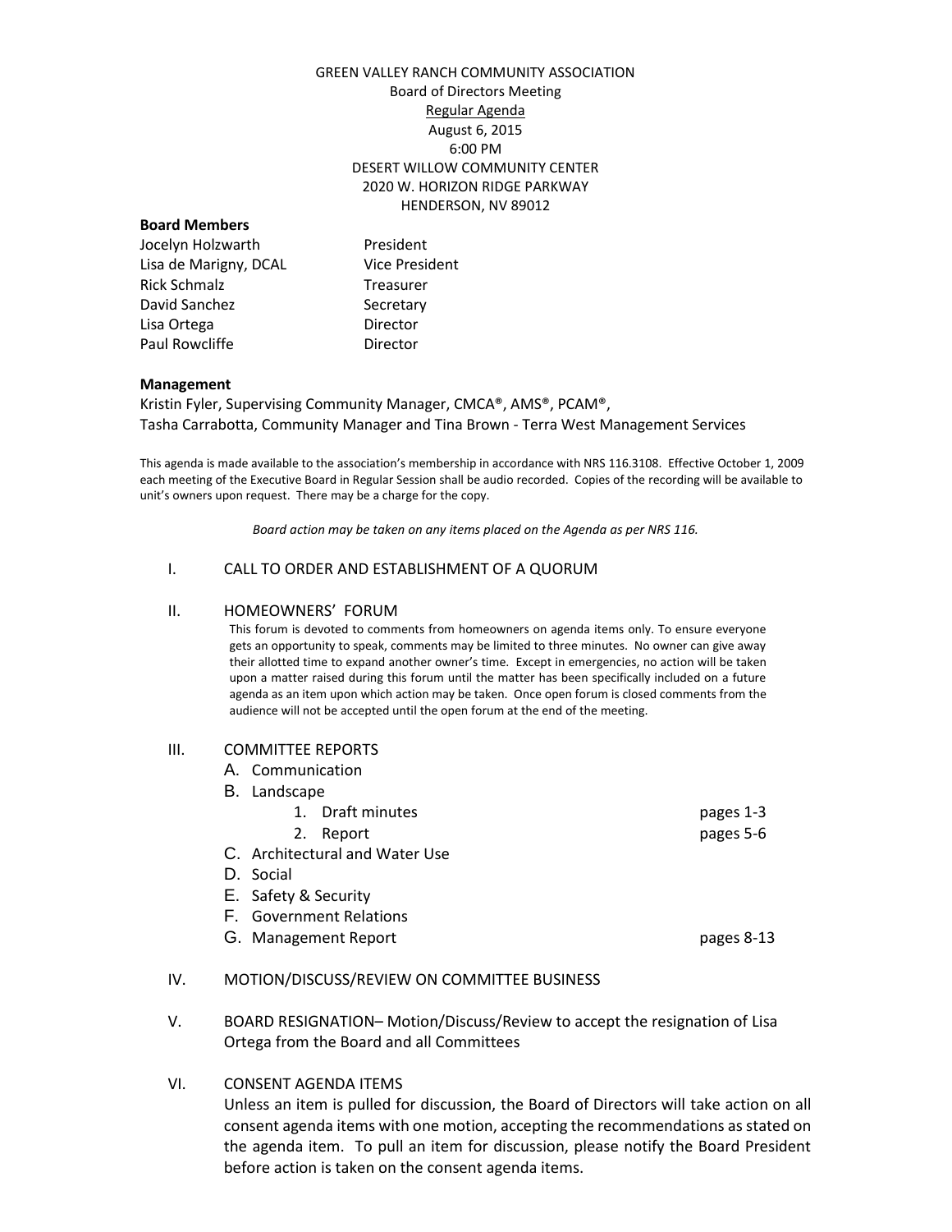GREEN VALLEY RANCH COMMUNITY ASSOCIATION
Board of Directors Meeting
Regular Agenda
August 6, 2015
6:00 PM
DESERT WILLOW COMMUNITY CENTER
2020 W. HORIZON RIDGE PARKWAY
HENDERSON, NV 89012

**Board Members**

| | |
|---|---|
| Jocelyn Holzwarth | President |
| Lisa de Marigny, DCAL | Vice President |
| Rick Schmalz | Treasurer |
| David Sanchez | Secretary |
| Lisa Ortega | Director |
| Paul Rowcliffe | Director |

**Management**

Kristin Fyler, Supervising Community Manager, CMCA®, AMS®, PCAM®,
Tasha Carrabotta, Community Manager and Tina Brown - Terra West Management Services

This agenda is made available to the association's membership in accordance with NRS 116.3108. Effective October 1, 2009 each meeting of the Executive Board in Regular Session shall be audio recorded. Copies of the recording will be available to unit's owners upon request. There may be a charge for the copy.

*Board action may be taken on any items placed on the Agenda as per NRS 116.*

I. CALL TO ORDER AND ESTABLISHMENT OF A QUORUM

II. HOMEOWNERS' FORUM

This forum is devoted to comments from homeowners on agenda items only. To ensure everyone gets an opportunity to speak, comments may be limited to three minutes. No owner can give away their allotted time to expand another owner's time. Except in emergencies, no action will be taken upon a matter raised during this forum until the matter has been specifically included on a future agenda as an item upon which action may be taken. Once open forum is closed comments from the audience will not be accepted until the open forum at the end of the meeting.

III. COMMITTEE REPORTS

A. Communication
B. Landscape
   1. Draft minutes — pages 1-3
   2. Report — pages 5-6
C. Architectural and Water Use
D. Social
E. Safety & Security
F. Government Relations
G. Management Report — pages 8-13

IV. MOTION/DISCUSS/REVIEW ON COMMITTEE BUSINESS

V. BOARD RESIGNATION– Motion/Discuss/Review to accept the resignation of Lisa Ortega from the Board and all Committees

VI. CONSENT AGENDA ITEMS

Unless an item is pulled for discussion, the Board of Directors will take action on all consent agenda items with one motion, accepting the recommendations as stated on the agenda item. To pull an item for discussion, please notify the Board President before action is taken on the consent agenda items.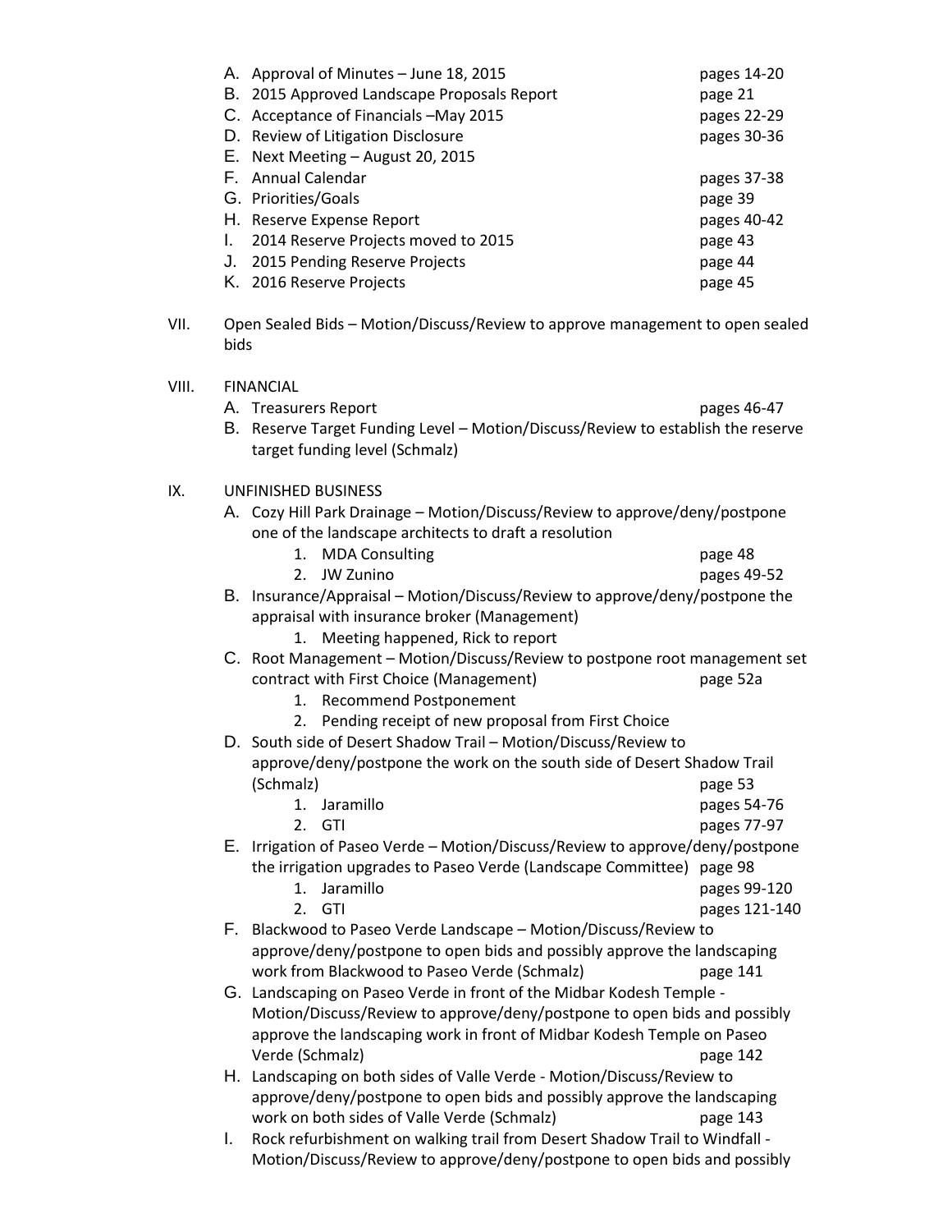A. Approval of Minutes – June 18, 2015 pages 14-20
B. 2015 Approved Landscape Proposals Report page 21
C. Acceptance of Financials –May 2015 pages 22-29
D. Review of Litigation Disclosure pages 30-36
E. Next Meeting – August 20, 2015
F. Annual Calendar pages 37-38
G. Priorities/Goals page 39
H. Reserve Expense Report pages 40-42
I. 2014 Reserve Projects moved to 2015 page 43
J. 2015 Pending Reserve Projects page 44
K. 2016 Reserve Projects page 45

VII. Open Sealed Bids – Motion/Discuss/Review to approve management to open sealed bids

VIII. FINANCIAL

A. Treasurers Report pages 46-47
B. Reserve Target Funding Level – Motion/Discuss/Review to establish the reserve target funding level (Schmalz)

IX. UNFINISHED BUSINESS

A. Cozy Hill Park Drainage – Motion/Discuss/Review to approve/deny/postpone one of the landscape architects to draft a resolution
   1. MDA Consulting page 48
   2. JW Zunino pages 49-52
B. Insurance/Appraisal – Motion/Discuss/Review to approve/deny/postpone the appraisal with insurance broker (Management)
   1. Meeting happened, Rick to report
C. Root Management – Motion/Discuss/Review to postpone root management set contract with First Choice (Management) page 52a
   1. Recommend Postponement
   2. Pending receipt of new proposal from First Choice
D. South side of Desert Shadow Trail – Motion/Discuss/Review to approve/deny/postpone the work on the south side of Desert Shadow Trail (Schmalz) page 53
   1. Jaramillo pages 54-76
   2. GTI pages 77-97
E. Irrigation of Paseo Verde – Motion/Discuss/Review to approve/deny/postpone the irrigation upgrades to Paseo Verde (Landscape Committee) page 98
   1. Jaramillo pages 99-120
   2. GTI pages 121-140
F. Blackwood to Paseo Verde Landscape – Motion/Discuss/Review to approve/deny/postpone to open bids and possibly approve the landscaping work from Blackwood to Paseo Verde (Schmalz) page 141
G. Landscaping on Paseo Verde in front of the Midbar Kodesh Temple - Motion/Discuss/Review to approve/deny/postpone to open bids and possibly approve the landscaping work in front of Midbar Kodesh Temple on Paseo Verde (Schmalz) page 142
H. Landscaping on both sides of Valle Verde - Motion/Discuss/Review to approve/deny/postpone to open bids and possibly approve the landscaping work on both sides of Valle Verde (Schmalz) page 143
I. Rock refurbishment on walking trail from Desert Shadow Trail to Windfall - Motion/Discuss/Review to approve/deny/postpone to open bids and possibly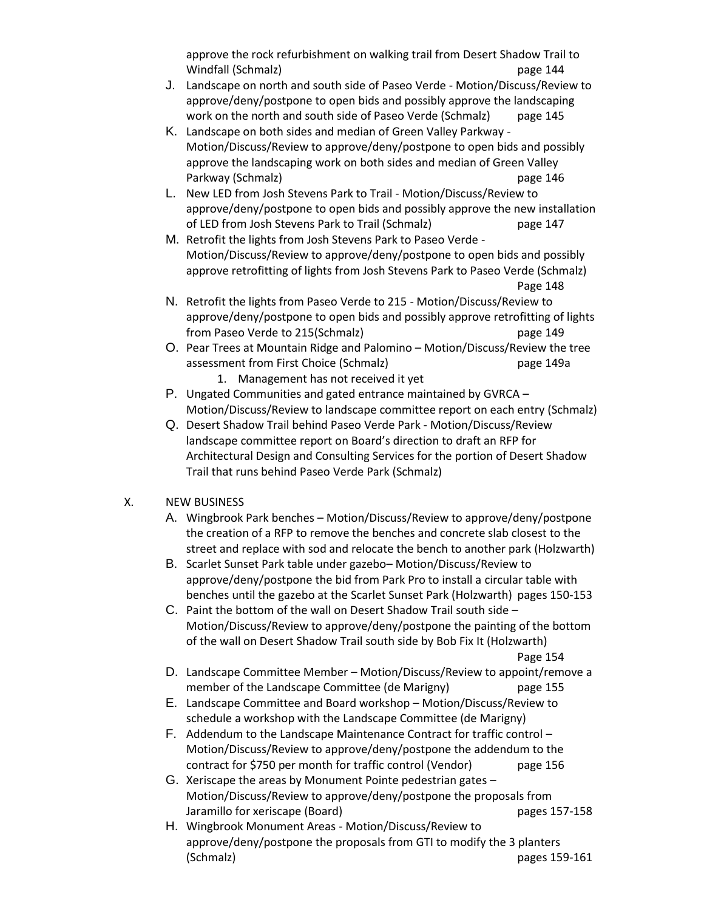approve the rock refurbishment on walking trail from Desert Shadow Trail to Windfall (Schmalz) page 144

J. Landscape on north and south side of Paseo Verde - Motion/Discuss/Review to approve/deny/postpone to open bids and possibly approve the landscaping work on the north and south side of Paseo Verde (Schmalz) page 145
K. Landscape on both sides and median of Green Valley Parkway - Motion/Discuss/Review to approve/deny/postpone to open bids and possibly approve the landscaping work on both sides and median of Green Valley Parkway (Schmalz) page 146
L. New LED from Josh Stevens Park to Trail - Motion/Discuss/Review to approve/deny/postpone to open bids and possibly approve the new installation of LED from Josh Stevens Park to Trail (Schmalz) page 147
M. Retrofit the lights from Josh Stevens Park to Paseo Verde - Motion/Discuss/Review to approve/deny/postpone to open bids and possibly approve retrofitting of lights from Josh Stevens Park to Paseo Verde (Schmalz) Page 148
N. Retrofit the lights from Paseo Verde to 215 - Motion/Discuss/Review to approve/deny/postpone to open bids and possibly approve retrofitting of lights from Paseo Verde to 215(Schmalz) page 149
O. Pear Trees at Mountain Ridge and Palomino – Motion/Discuss/Review the tree assessment from First Choice (Schmalz) page 149a
    1. Management has not received it yet
P. Ungated Communities and gated entrance maintained by GVRCA – Motion/Discuss/Review to landscape committee report on each entry (Schmalz)
Q. Desert Shadow Trail behind Paseo Verde Park - Motion/Discuss/Review landscape committee report on Board's direction to draft an RFP for Architectural Design and Consulting Services for the portion of Desert Shadow Trail that runs behind Paseo Verde Park (Schmalz)

X. NEW BUSINESS

A. Wingbrook Park benches – Motion/Discuss/Review to approve/deny/postpone the creation of a RFP to remove the benches and concrete slab closest to the street and replace with sod and relocate the bench to another park (Holzwarth)
B. Scarlet Sunset Park table under gazebo– Motion/Discuss/Review to approve/deny/postpone the bid from Park Pro to install a circular table with benches until the gazebo at the Scarlet Sunset Park (Holzwarth) pages 150-153
C. Paint the bottom of the wall on Desert Shadow Trail south side – Motion/Discuss/Review to approve/deny/postpone the painting of the bottom of the wall on Desert Shadow Trail south side by Bob Fix It (Holzwarth) Page 154
D. Landscape Committee Member – Motion/Discuss/Review to appoint/remove a member of the Landscape Committee (de Marigny) page 155
E. Landscape Committee and Board workshop – Motion/Discuss/Review to schedule a workshop with the Landscape Committee (de Marigny)
F. Addendum to the Landscape Maintenance Contract for traffic control – Motion/Discuss/Review to approve/deny/postpone the addendum to the contract for $750 per month for traffic control (Vendor) page 156
G. Xeriscape the areas by Monument Pointe pedestrian gates – Motion/Discuss/Review to approve/deny/postpone the proposals from Jaramillo for xeriscape (Board) pages 157-158
H. Wingbrook Monument Areas - Motion/Discuss/Review to approve/deny/postpone the proposals from GTI to modify the 3 planters (Schmalz) pages 159-161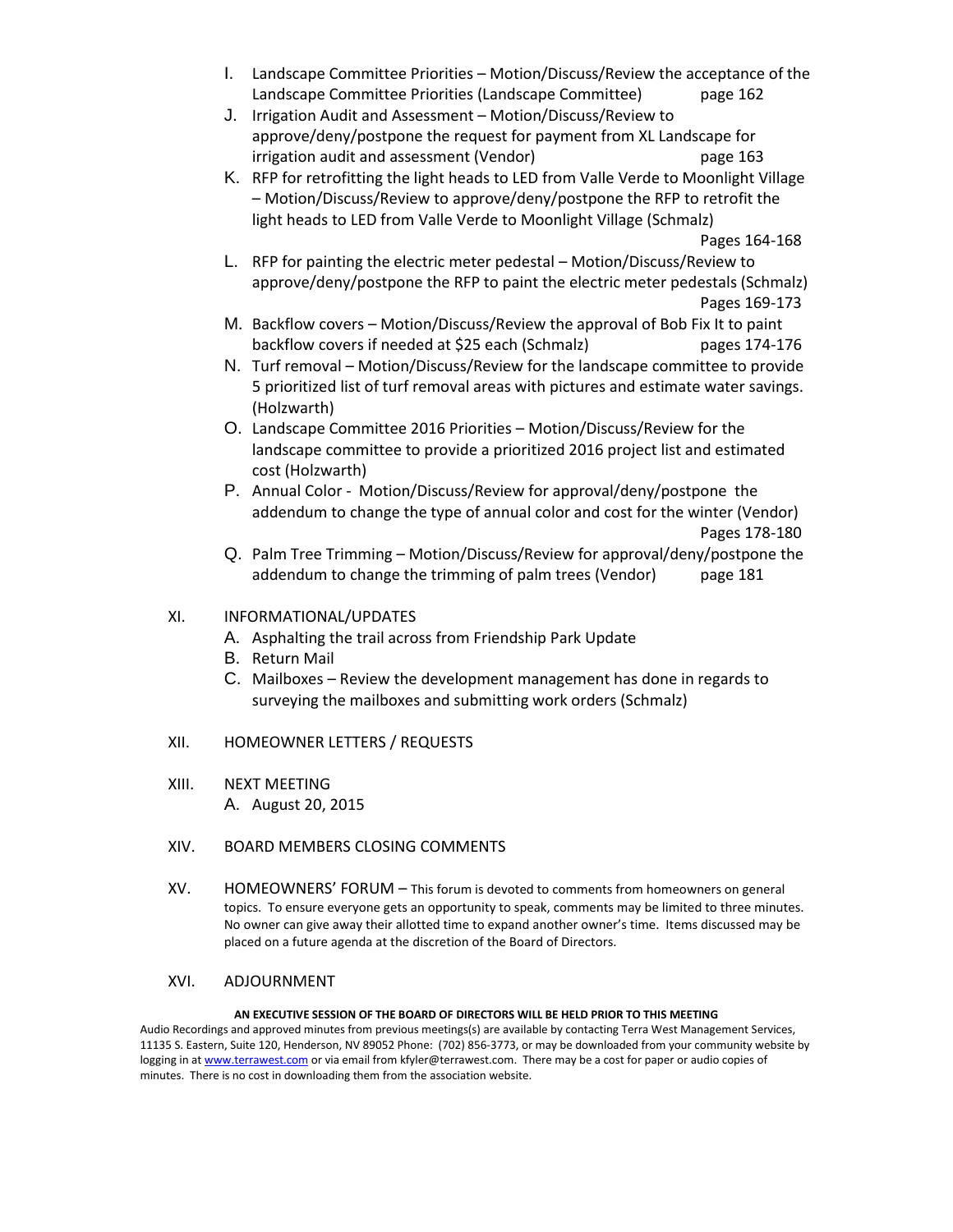I. Landscape Committee Priorities – Motion/Discuss/Review the acceptance of the Landscape Committee Priorities (Landscape Committee) page 162

J. Irrigation Audit and Assessment – Motion/Discuss/Review to approve/deny/postpone the request for payment from XL Landscape for irrigation audit and assessment (Vendor) page 163

K. RFP for retrofitting the light heads to LED from Valle Verde to Moonlight Village – Motion/Discuss/Review to approve/deny/postpone the RFP to retrofit the light heads to LED from Valle Verde to Moonlight Village (Schmalz) Pages 164-168

L. RFP for painting the electric meter pedestal – Motion/Discuss/Review to approve/deny/postpone the RFP to paint the electric meter pedestals (Schmalz) Pages 169-173

M. Backflow covers – Motion/Discuss/Review the approval of Bob Fix It to paint backflow covers if needed at $25 each (Schmalz) pages 174-176

N. Turf removal – Motion/Discuss/Review for the landscape committee to provide 5 prioritized list of turf removal areas with pictures and estimate water savings. (Holzwarth)

O. Landscape Committee 2016 Priorities – Motion/Discuss/Review for the landscape committee to provide a prioritized 2016 project list and estimated cost (Holzwarth)

P. Annual Color - Motion/Discuss/Review for approval/deny/postpone the addendum to change the type of annual color and cost for the winter (Vendor) Pages 178-180

Q. Palm Tree Trimming – Motion/Discuss/Review for approval/deny/postpone the addendum to change the trimming of palm trees (Vendor) page 181

XI. INFORMATIONAL/UPDATES

A. Asphalting the trail across from Friendship Park Update

B. Return Mail

C. Mailboxes – Review the development management has done in regards to surveying the mailboxes and submitting work orders (Schmalz)

XII. HOMEOWNER LETTERS / REQUESTS

XIII. NEXT MEETING

A. August 20, 2015

XIV. BOARD MEMBERS CLOSING COMMENTS

XV. HOMEOWNERS' FORUM – This forum is devoted to comments from homeowners on general topics. To ensure everyone gets an opportunity to speak, comments may be limited to three minutes. No owner can give away their allotted time to expand another owner's time. Items discussed may be placed on a future agenda at the discretion of the Board of Directors.

XVI. ADJOURNMENT

**AN EXECUTIVE SESSION OF THE BOARD OF DIRECTORS WILL BE HELD PRIOR TO THIS MEETING**

Audio Recordings and approved minutes from previous meetings(s) are available by contacting Terra West Management Services, 11135 S. Eastern, Suite 120, Henderson, NV 89052 Phone: (702) 856-3773, or may be downloaded from your community website by logging in at www.terrawest.com or via email from kfyler@terrawest.com. There may be a cost for paper or audio copies of minutes. There is no cost in downloading them from the association website.